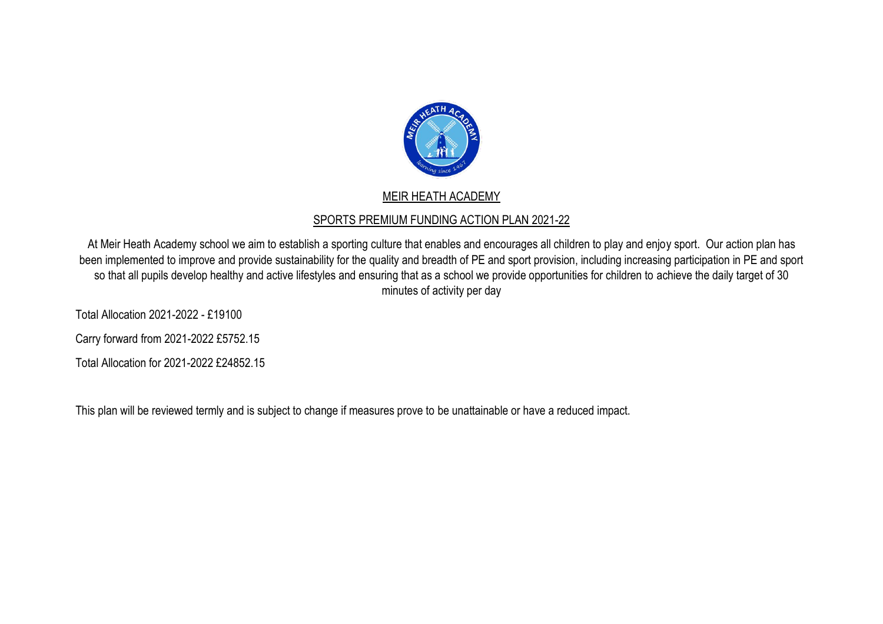# MEIR HEATH ACADEMY

## SPORTS PREMIUM FUNDING ACTION PLAN 2021-22

At Meir Heath Academy school we aim to establish a sporting culture that enables and encourages all children to play and enjoy sport. Our action plan has been implemented to improve and provide sustainability for the quality and breadth of PE and sport provision, including increasing participation in PE and sport so that all pupils develop healthy and active lifestyles and ensuring that as a school we provide opportunities for children to achieve the daily target of 30 minutes of activity per day

Total Allocation 2021-2022 - £19100

Carry forward from 2021-2022 £5752.15

Total Allocation for 2021-2022 £24852.15

This plan will be reviewed termly and is subject to change if measures prove to be unattainable or have a reduced impact.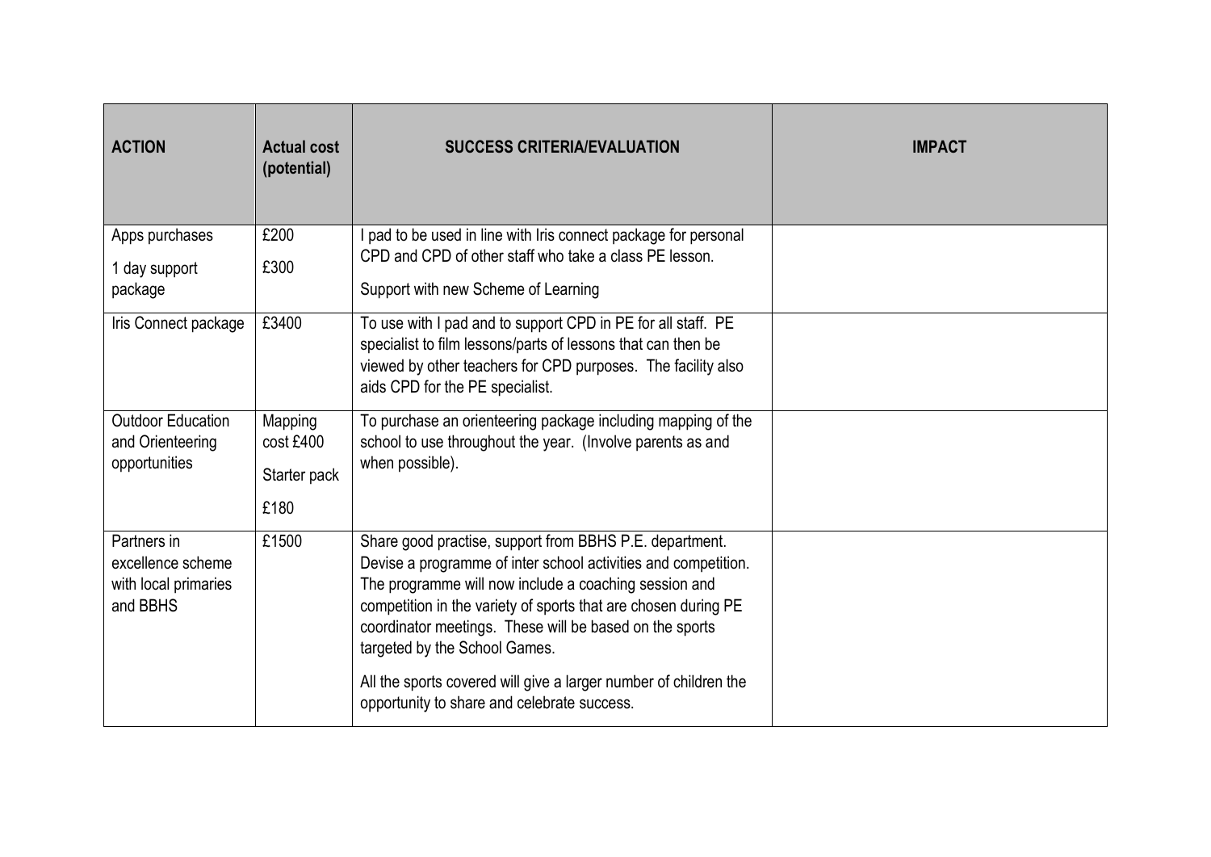| ACTION | Actual cost (potential) | SUCCESS CRITERIA/EVALUATION | IMPACT |
|---|---|---|---|
| Apps purchases<br><br>1 day support package | £200<br><br>£300 | I pad to be used in line with Iris connect package for personal CPD and CPD of other staff who take a class PE lesson.<br><br>Support with new Scheme of Learning | |
| Iris Connect package | £3400 | To use with I pad and to support CPD in PE for all staff. PE specialist to film lessons/parts of lessons that can then be viewed by other teachers for CPD purposes. The facility also aids CPD for the PE specialist. | |
| Outdoor Education and Orienteering opportunities | Mapping cost £400<br><br>Starter pack<br><br>£180 | To purchase an orienteering package including mapping of the school to use throughout the year. (Involve parents as and when possible). | |
| Partners in excellence scheme with local primaries and BBHS | £1500 | Share good practise, support from BBHS P.E. department. Devise a programme of inter school activities and competition. The programme will now include a coaching session and competition in the variety of sports that are chosen during PE coordinator meetings. These will be based on the sports targeted by the School Games.<br><br>All the sports covered will give a larger number of children the opportunity to share and celebrate success. | |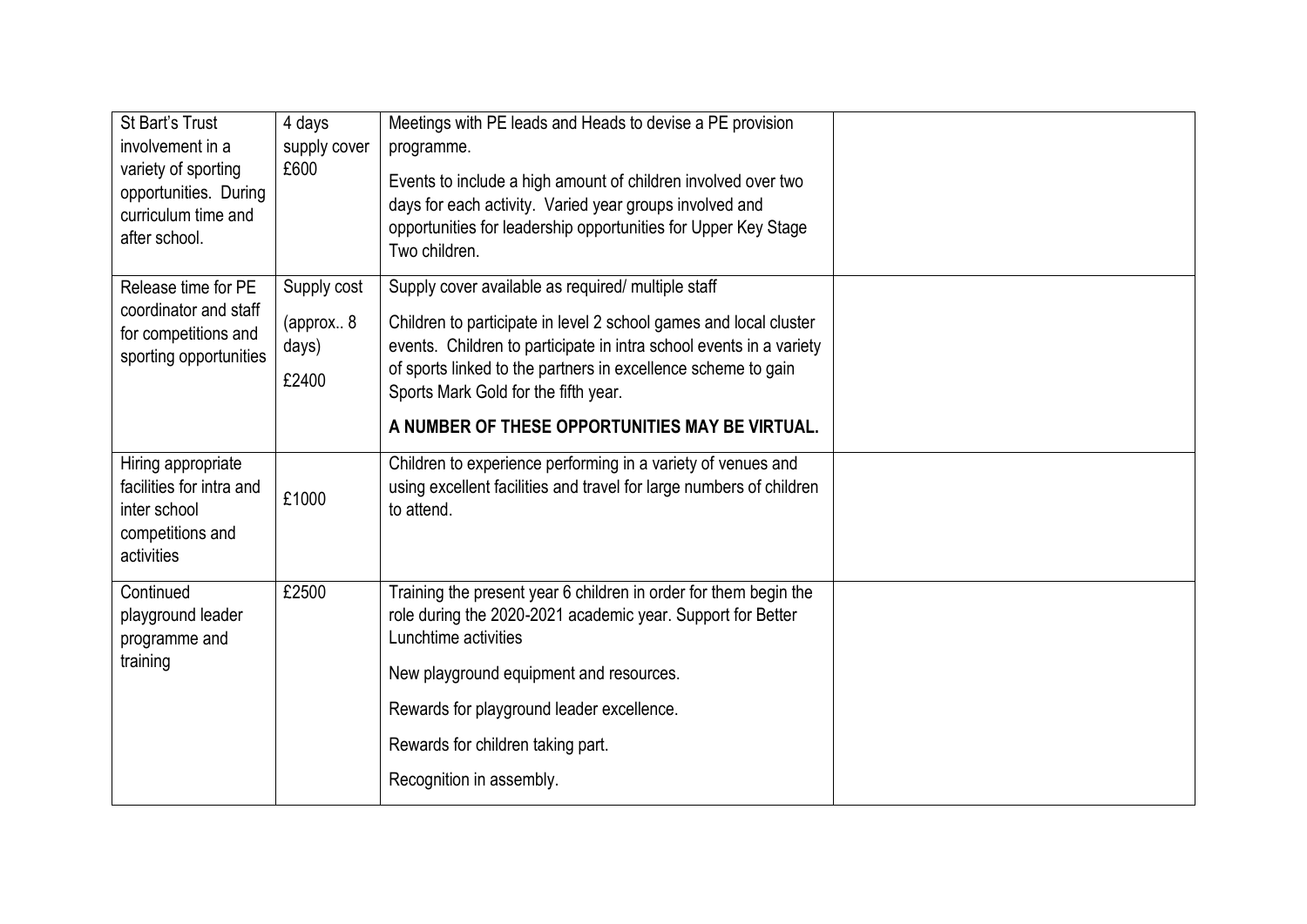| | | | |
|---|---|---|---|
| St Bart's Trust involvement in a variety of sporting opportunities. During curriculum time and after school. | 4 days supply cover £600 | Meetings with PE leads and Heads to devise a PE provision programme.<br><br>Events to include a high amount of children involved over two days for each activity. Varied year groups involved and opportunities for leadership opportunities for Upper Key Stage Two children. | |
| Release time for PE coordinator and staff for competitions and sporting opportunities | Supply cost<br><br>(approx.. 8 days)<br><br>£2400 | Supply cover available as required/ multiple staff<br><br>Children to participate in level 2 school games and local cluster events. Children to participate in intra school events in a variety of sports linked to the partners in excellence scheme to gain Sports Mark Gold for the fifth year.<br><br>**A NUMBER OF THESE OPPORTUNITIES MAY BE VIRTUAL.** | |
| Hiring appropriate facilities for intra and inter school competitions and activities | £1000 | Children to experience performing in a variety of venues and using excellent facilities and travel for large numbers of children to attend. | |
| Continued playground leader programme and training | £2500 | Training the present year 6 children in order for them begin the role during the 2020-2021 academic year. Support for Better Lunchtime activities<br><br>New playground equipment and resources.<br><br>Rewards for playground leader excellence.<br><br>Rewards for children taking part.<br><br>Recognition in assembly. | |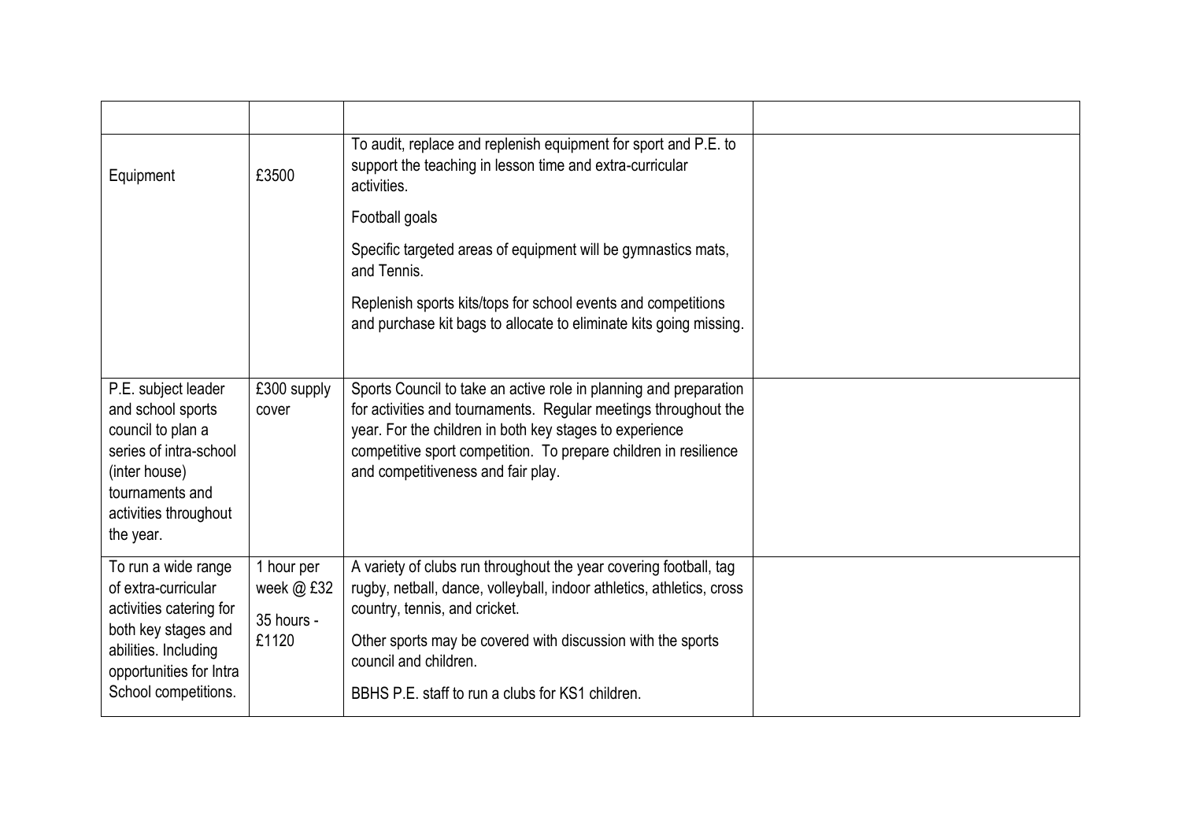| | | | |
|---|---|---|---|
| Equipment | £3500 | To audit, replace and replenish equipment for sport and P.E. to support the teaching in lesson time and extra-curricular activities.<br><br>Football goals<br><br>Specific targeted areas of equipment will be gymnastics mats, and Tennis.<br><br>Replenish sports kits/tops for school events and competitions and purchase kit bags to allocate to eliminate kits going missing. | |
| P.E. subject leader and school sports council to plan a series of intra-school (inter house) tournaments and activities throughout the year. | £300 supply cover | Sports Council to take an active role in planning and preparation for activities and tournaments. Regular meetings throughout the year. For the children in both key stages to experience competitive sport competition. To prepare children in resilience and competitiveness and fair play. | |
| To run a wide range of extra-curricular activities catering for both key stages and abilities. Including opportunities for Intra School competitions. | 1 hour per week @ £32<br><br>35 hours - £1120 | A variety of clubs run throughout the year covering football, tag rugby, netball, dance, volleyball, indoor athletics, athletics, cross country, tennis, and cricket.<br><br>Other sports may be covered with discussion with the sports council and children.<br><br>BBHS P.E. staff to run a clubs for KS1 children. | |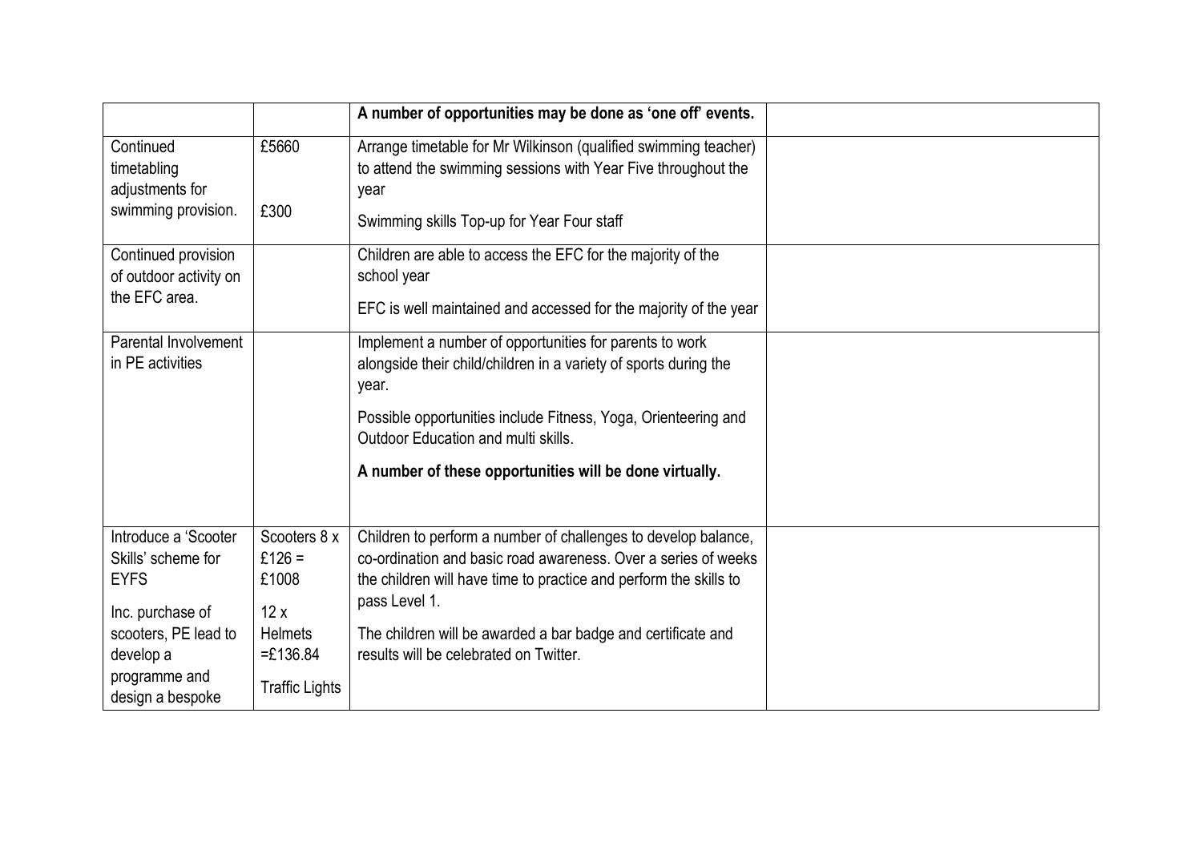| | | | |
|---|---|---|---|
| | | **A number of opportunities may be done as 'one off' events.** | |
| Continued timetabling adjustments for swimming provision. | £5660<br><br>£300 | Arrange timetable for Mr Wilkinson (qualified swimming teacher) to attend the swimming sessions with Year Five throughout the year<br><br>Swimming skills Top-up for Year Four staff | |
| Continued provision of outdoor activity on the EFC area. | | Children are able to access the EFC for the majority of the school year<br><br>EFC is well maintained and accessed for the majority of the year | |
| Parental Involvement in PE activities | | Implement a number of opportunities for parents to work alongside their child/children in a variety of sports during the year.<br><br>Possible opportunities include Fitness, Yoga, Orienteering and Outdoor Education and multi skills.<br><br>**A number of these opportunities will be done virtually.** | |
| Introduce a 'Scooter Skills' scheme for EYFS<br><br>Inc. purchase of scooters, PE lead to develop a programme and design a bespoke | Scooters 8 x £126 = £1008<br><br>12 x Helmets =£136.84<br><br>Traffic Lights | Children to perform a number of challenges to develop balance, co-ordination and basic road awareness. Over a series of weeks the children will have time to practice and perform the skills to pass Level 1.<br><br>The children will be awarded a bar badge and certificate and results will be celebrated on Twitter. | |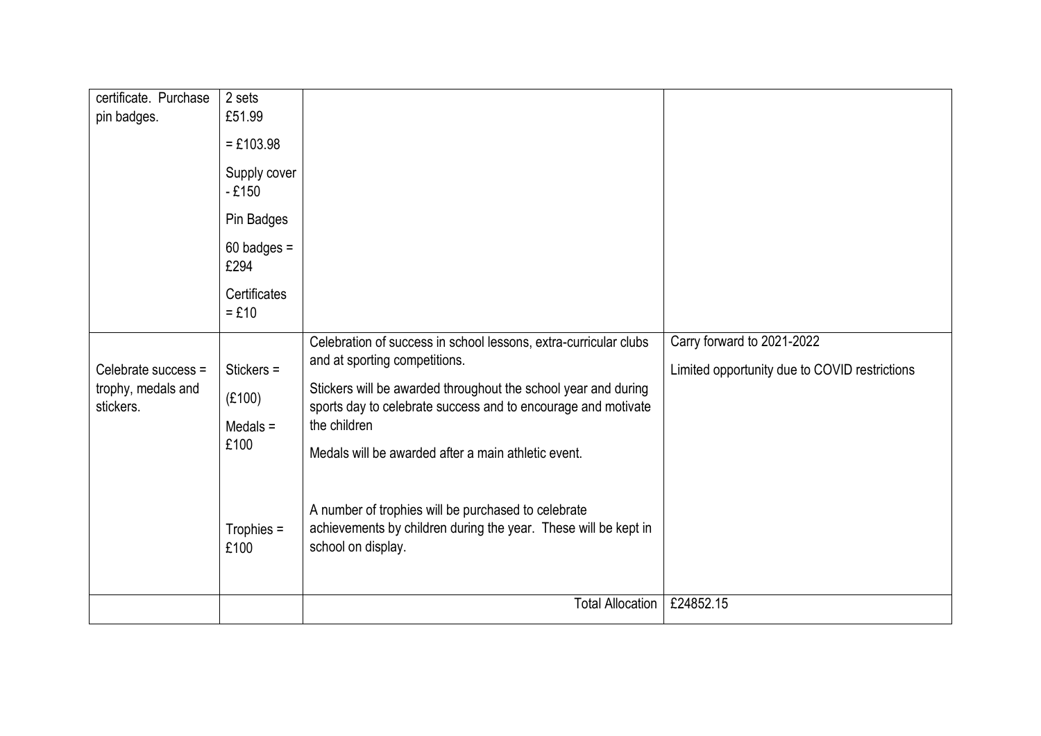| | | | |
|---|---|---|---|
| certificate. Purchase pin badges. | 2 sets £51.99<br>= £103.98<br>Supply cover - £150<br>Pin Badges<br>60 badges = £294<br>Certificates = £10 | | |
| Celebrate success = trophy, medals and stickers. | Stickers = (£100)<br>Medals = £100<br>Trophies = £100 | Celebration of success in school lessons, extra-curricular clubs and at sporting competitions.<br>Stickers will be awarded throughout the school year and during sports day to celebrate success and to encourage and motivate the children<br>Medals will be awarded after a main athletic event.<br>A number of trophies will be purchased to celebrate achievements by children during the year. These will be kept in school on display. | Carry forward to 2021-2022<br>Limited opportunity due to COVID restrictions |
| | | Total Allocation | £24852.15 |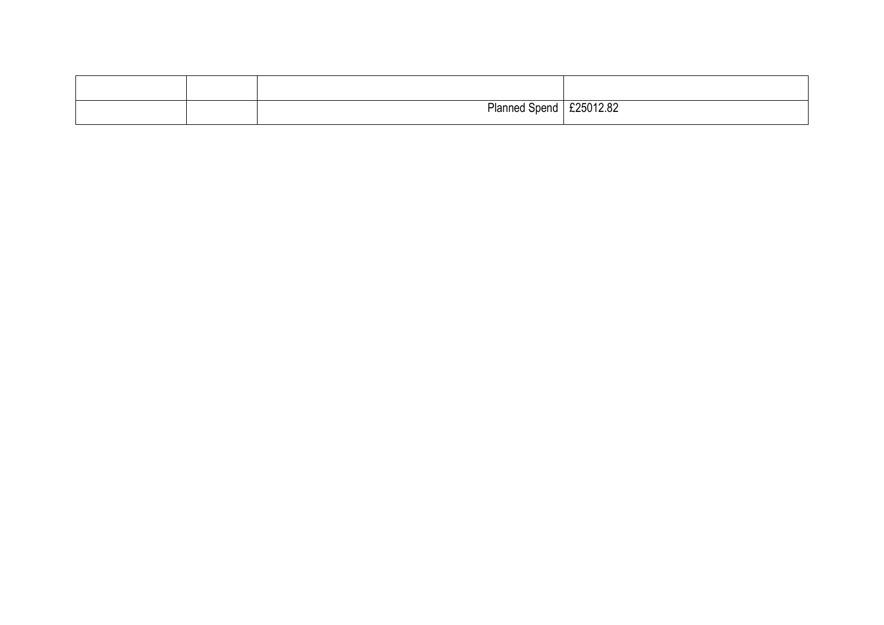| | | | |
|---|---|---|---|
| | | | |
| | | Planned Spend | £25012.82 |